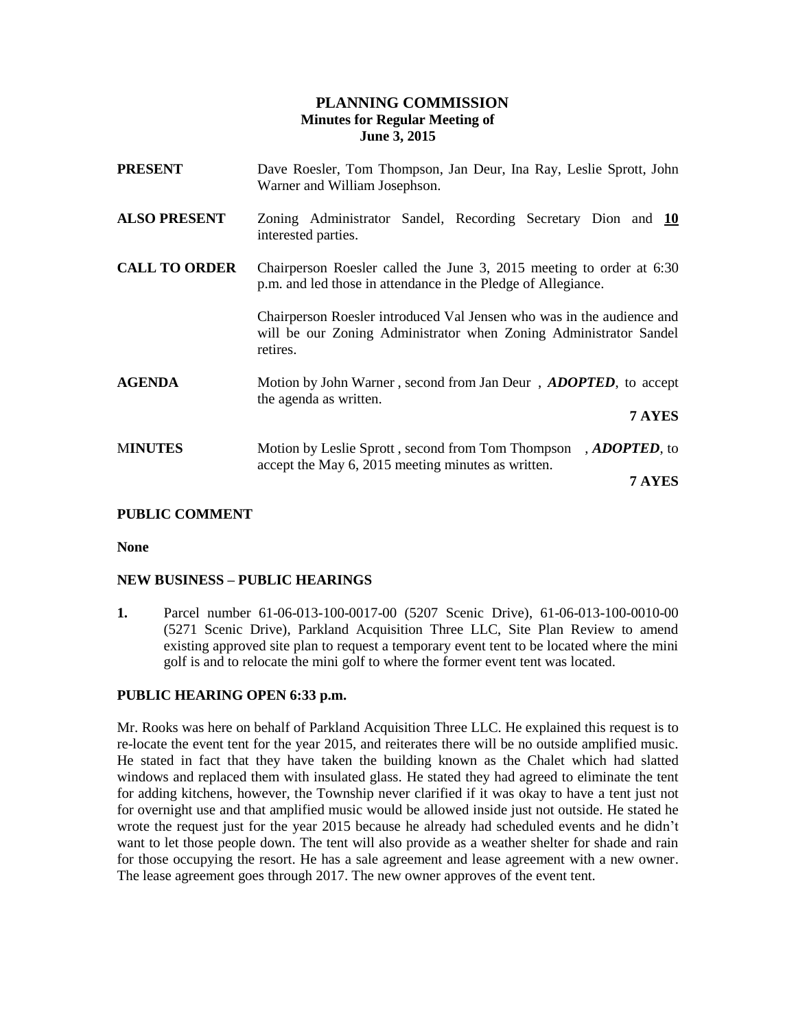# PLANNING COMMISSION
## Minutes for Regular Meeting of
## June 3, 2015

**PRESENT** Dave Roesler, Tom Thompson, Jan Deur, Ina Ray, Leslie Sprott, John Warner and William Josephson.

**ALSO PRESENT** Zoning Administrator Sandel, Recording Secretary Dion and **10** interested parties.

**CALL TO ORDER** Chairperson Roesler called the June 3, 2015 meeting to order at 6:30 p.m. and led those in attendance in the Pledge of Allegiance.

Chairperson Roesler introduced Val Jensen who was in the audience and will be our Zoning Administrator when Zoning Administrator Sandel retires.

**AGENDA** Motion by John Warner , second from Jan Deur , ***ADOPTED***, to accept the agenda as written.

**7 AYES**

**MINUTES** Motion by Leslie Sprott , second from Tom Thompson , ***ADOPTED***, to accept the May 6, 2015 meeting minutes as written.

**7 AYES**

**PUBLIC COMMENT**

**None**

**NEW BUSINESS – PUBLIC HEARINGS**

**1.** Parcel number 61-06-013-100-0017-00 (5207 Scenic Drive), 61-06-013-100-0010-00 (5271 Scenic Drive), Parkland Acquisition Three LLC, Site Plan Review to amend existing approved site plan to request a temporary event tent to be located where the mini golf is and to relocate the mini golf to where the former event tent was located.

**PUBLIC HEARING OPEN 6:33 p.m.**

Mr. Rooks was here on behalf of Parkland Acquisition Three LLC. He explained this request is to re-locate the event tent for the year 2015, and reiterates there will be no outside amplified music. He stated in fact that they have taken the building known as the Chalet which had slatted windows and replaced them with insulated glass. He stated they had agreed to eliminate the tent for adding kitchens, however, the Township never clarified if it was okay to have a tent just not for overnight use and that amplified music would be allowed inside just not outside. He stated he wrote the request just for the year 2015 because he already had scheduled events and he didn't want to let those people down. The tent will also provide as a weather shelter for shade and rain for those occupying the resort. He has a sale agreement and lease agreement with a new owner. The lease agreement goes through 2017. The new owner approves of the event tent.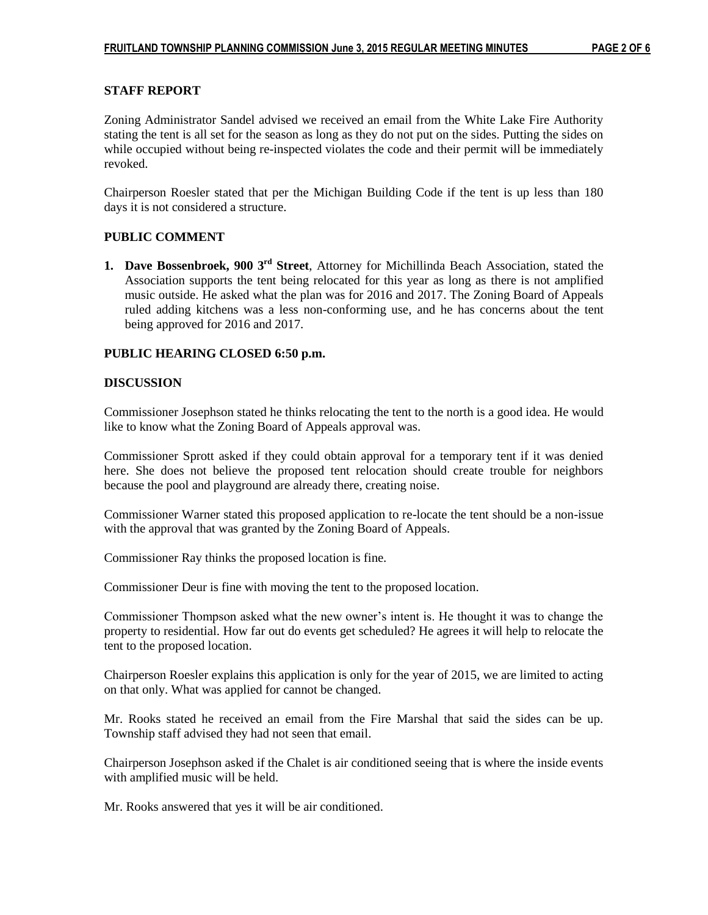### STAFF REPORT

Zoning Administrator Sandel advised we received an email from the White Lake Fire Authority stating the tent is all set for the season as long as they do not put on the sides. Putting the sides on while occupied without being re-inspected violates the code and their permit will be immediately revoked.

Chairperson Roesler stated that per the Michigan Building Code if the tent is up less than 180 days it is not considered a structure.

### PUBLIC COMMENT

1. **Dave Bossenbroek, 900 3rd Street**, Attorney for Michillinda Beach Association, stated the Association supports the tent being relocated for this year as long as there is not amplified music outside. He asked what the plan was for 2016 and 2017. The Zoning Board of Appeals ruled adding kitchens was a less non-conforming use, and he has concerns about the tent being approved for 2016 and 2017.

### PUBLIC HEARING CLOSED 6:50 p.m.

### DISCUSSION

Commissioner Josephson stated he thinks relocating the tent to the north is a good idea. He would like to know what the Zoning Board of Appeals approval was.

Commissioner Sprott asked if they could obtain approval for a temporary tent if it was denied here. She does not believe the proposed tent relocation should create trouble for neighbors because the pool and playground are already there, creating noise.

Commissioner Warner stated this proposed application to re-locate the tent should be a non-issue with the approval that was granted by the Zoning Board of Appeals.

Commissioner Ray thinks the proposed location is fine.

Commissioner Deur is fine with moving the tent to the proposed location.

Commissioner Thompson asked what the new owner's intent is. He thought it was to change the property to residential. How far out do events get scheduled? He agrees it will help to relocate the tent to the proposed location.

Chairperson Roesler explains this application is only for the year of 2015, we are limited to acting on that only. What was applied for cannot be changed.

Mr. Rooks stated he received an email from the Fire Marshal that said the sides can be up. Township staff advised they had not seen that email.

Chairperson Josephson asked if the Chalet is air conditioned seeing that is where the inside events with amplified music will be held.

Mr. Rooks answered that yes it will be air conditioned.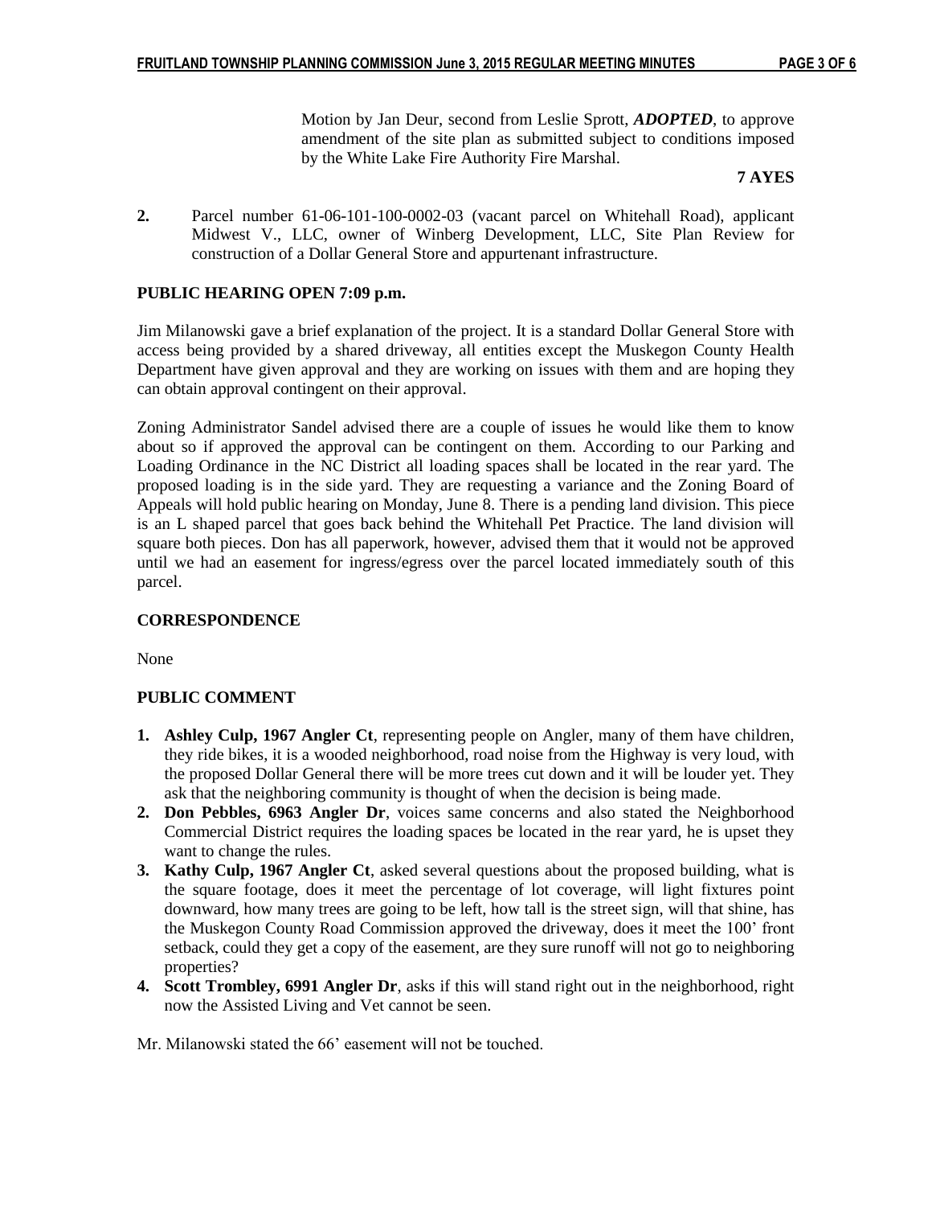Motion by Jan Deur, second from Leslie Sprott, ***ADOPTED***, to approve amendment of the site plan as submitted subject to conditions imposed by the White Lake Fire Authority Fire Marshal.

**7 AYES**

**2.** Parcel number 61-06-101-100-0002-03 (vacant parcel on Whitehall Road), applicant Midwest V., LLC, owner of Winberg Development, LLC, Site Plan Review for construction of a Dollar General Store and appurtenant infrastructure.

**PUBLIC HEARING OPEN 7:09 p.m.**

Jim Milanowski gave a brief explanation of the project. It is a standard Dollar General Store with access being provided by a shared driveway, all entities except the Muskegon County Health Department have given approval and they are working on issues with them and are hoping they can obtain approval contingent on their approval.

Zoning Administrator Sandel advised there are a couple of issues he would like them to know about so if approved the approval can be contingent on them. According to our Parking and Loading Ordinance in the NC District all loading spaces shall be located in the rear yard. The proposed loading is in the side yard. They are requesting a variance and the Zoning Board of Appeals will hold public hearing on Monday, June 8. There is a pending land division. This piece is an L shaped parcel that goes back behind the Whitehall Pet Practice. The land division will square both pieces. Don has all paperwork, however, advised them that it would not be approved until we had an easement for ingress/egress over the parcel located immediately south of this parcel.

**CORRESPONDENCE**

None

**PUBLIC COMMENT**

1. **Ashley Culp, 1967 Angler Ct**, representing people on Angler, many of them have children, they ride bikes, it is a wooded neighborhood, road noise from the Highway is very loud, with the proposed Dollar General there will be more trees cut down and it will be louder yet. They ask that the neighboring community is thought of when the decision is being made.
2. **Don Pebbles, 6963 Angler Dr**, voices same concerns and also stated the Neighborhood Commercial District requires the loading spaces be located in the rear yard, he is upset they want to change the rules.
3. **Kathy Culp, 1967 Angler Ct**, asked several questions about the proposed building, what is the square footage, does it meet the percentage of lot coverage, will light fixtures point downward, how many trees are going to be left, how tall is the street sign, will that shine, has the Muskegon County Road Commission approved the driveway, does it meet the 100' front setback, could they get a copy of the easement, are they sure runoff will not go to neighboring properties?
4. **Scott Trombley, 6991 Angler Dr**, asks if this will stand right out in the neighborhood, right now the Assisted Living and Vet cannot be seen.

Mr. Milanowski stated the 66' easement will not be touched.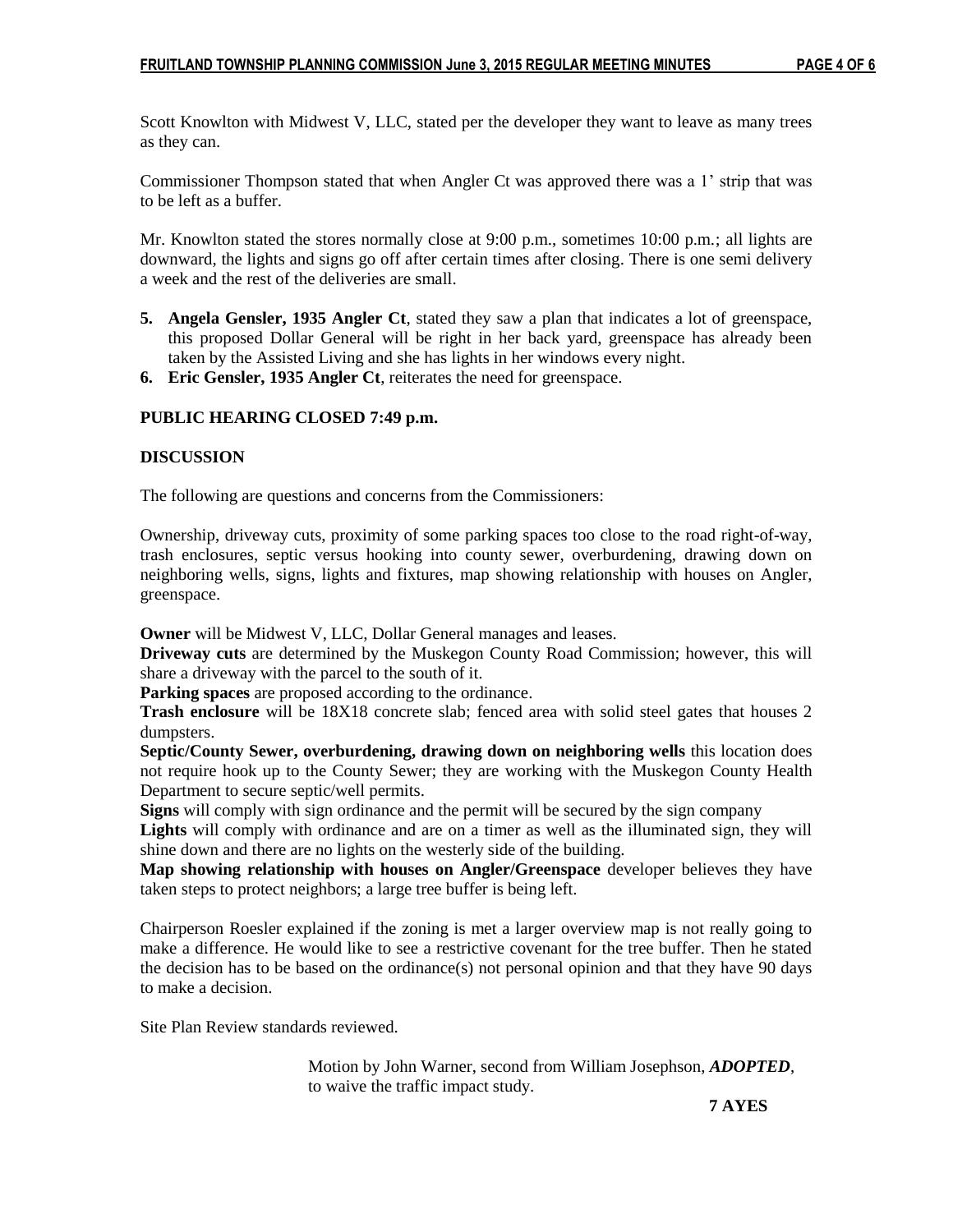Scott Knowlton with Midwest V, LLC, stated per the developer they want to leave as many trees as they can.

Commissioner Thompson stated that when Angler Ct was approved there was a 1' strip that was to be left as a buffer.

Mr. Knowlton stated the stores normally close at 9:00 p.m., sometimes 10:00 p.m.; all lights are downward, the lights and signs go off after certain times after closing. There is one semi delivery a week and the rest of the deliveries are small.

5. **Angela Gensler, 1935 Angler Ct**, stated they saw a plan that indicates a lot of greenspace, this proposed Dollar General will be right in her back yard, greenspace has already been taken by the Assisted Living and she has lights in her windows every night.
6. **Eric Gensler, 1935 Angler Ct**, reiterates the need for greenspace.

**PUBLIC HEARING CLOSED 7:49 p.m.**

**DISCUSSION**

The following are questions and concerns from the Commissioners:

Ownership, driveway cuts, proximity of some parking spaces too close to the road right-of-way, trash enclosures, septic versus hooking into county sewer, overburdening, drawing down on neighboring wells, signs, lights and fixtures, map showing relationship with houses on Angler, greenspace.

**Owner** will be Midwest V, LLC, Dollar General manages and leases.
**Driveway cuts** are determined by the Muskegon County Road Commission; however, this will share a driveway with the parcel to the south of it.
**Parking spaces** are proposed according to the ordinance.
**Trash enclosure** will be 18X18 concrete slab; fenced area with solid steel gates that houses 2 dumpsters.
**Septic/County Sewer, overburdening, drawing down on neighboring wells** this location does not require hook up to the County Sewer; they are working with the Muskegon County Health Department to secure septic/well permits.
**Signs** will comply with sign ordinance and the permit will be secured by the sign company
**Lights** will comply with ordinance and are on a timer as well as the illuminated sign, they will shine down and there are no lights on the westerly side of the building.
**Map showing relationship with houses on Angler/Greenspace** developer believes they have taken steps to protect neighbors; a large tree buffer is being left.

Chairperson Roesler explained if the zoning is met a larger overview map is not really going to make a difference. He would like to see a restrictive covenant for the tree buffer. Then he stated the decision has to be based on the ordinance(s) not personal opinion and that they have 90 days to make a decision.

Site Plan Review standards reviewed.

Motion by John Warner, second from William Josephson, ***ADOPTED***, to waive the traffic impact study.

**7 AYES**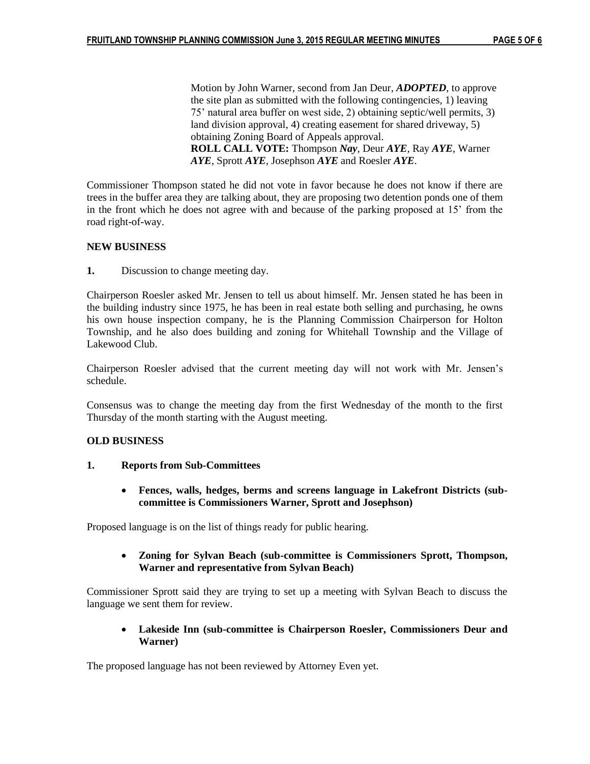Motion by John Warner, second from Jan Deur, ***ADOPTED***, to approve the site plan as submitted with the following contingencies, 1) leaving 75' natural area buffer on west side, 2) obtaining septic/well permits, 3) land division approval, 4) creating easement for shared driveway, 5) obtaining Zoning Board of Appeals approval.
**ROLL CALL VOTE:** Thompson ***Nay***, Deur ***AYE***, Ray ***AYE***, Warner ***AYE***, Sprott ***AYE***, Josephson ***AYE*** and Roesler ***AYE***.

Commissioner Thompson stated he did not vote in favor because he does not know if there are trees in the buffer area they are talking about, they are proposing two detention ponds one of them in the front which he does not agree with and because of the parking proposed at 15' from the road right-of-way.

**NEW BUSINESS**

**1.** Discussion to change meeting day.

Chairperson Roesler asked Mr. Jensen to tell us about himself. Mr. Jensen stated he has been in the building industry since 1975, he has been in real estate both selling and purchasing, he owns his own house inspection company, he is the Planning Commission Chairperson for Holton Township, and he also does building and zoning for Whitehall Township and the Village of Lakewood Club.

Chairperson Roesler advised that the current meeting day will not work with Mr. Jensen's schedule.

Consensus was to change the meeting day from the first Wednesday of the month to the first Thursday of the month starting with the August meeting.

**OLD BUSINESS**

**1. Reports from Sub-Committees**

- **Fences, walls, hedges, berms and screens language in Lakefront Districts (sub-committee is Commissioners Warner, Sprott and Josephson)**

Proposed language is on the list of things ready for public hearing.

- **Zoning for Sylvan Beach (sub-committee is Commissioners Sprott, Thompson, Warner and representative from Sylvan Beach)**

Commissioner Sprott said they are trying to set up a meeting with Sylvan Beach to discuss the language we sent them for review.

- **Lakeside Inn (sub-committee is Chairperson Roesler, Commissioners Deur and Warner)**

The proposed language has not been reviewed by Attorney Even yet.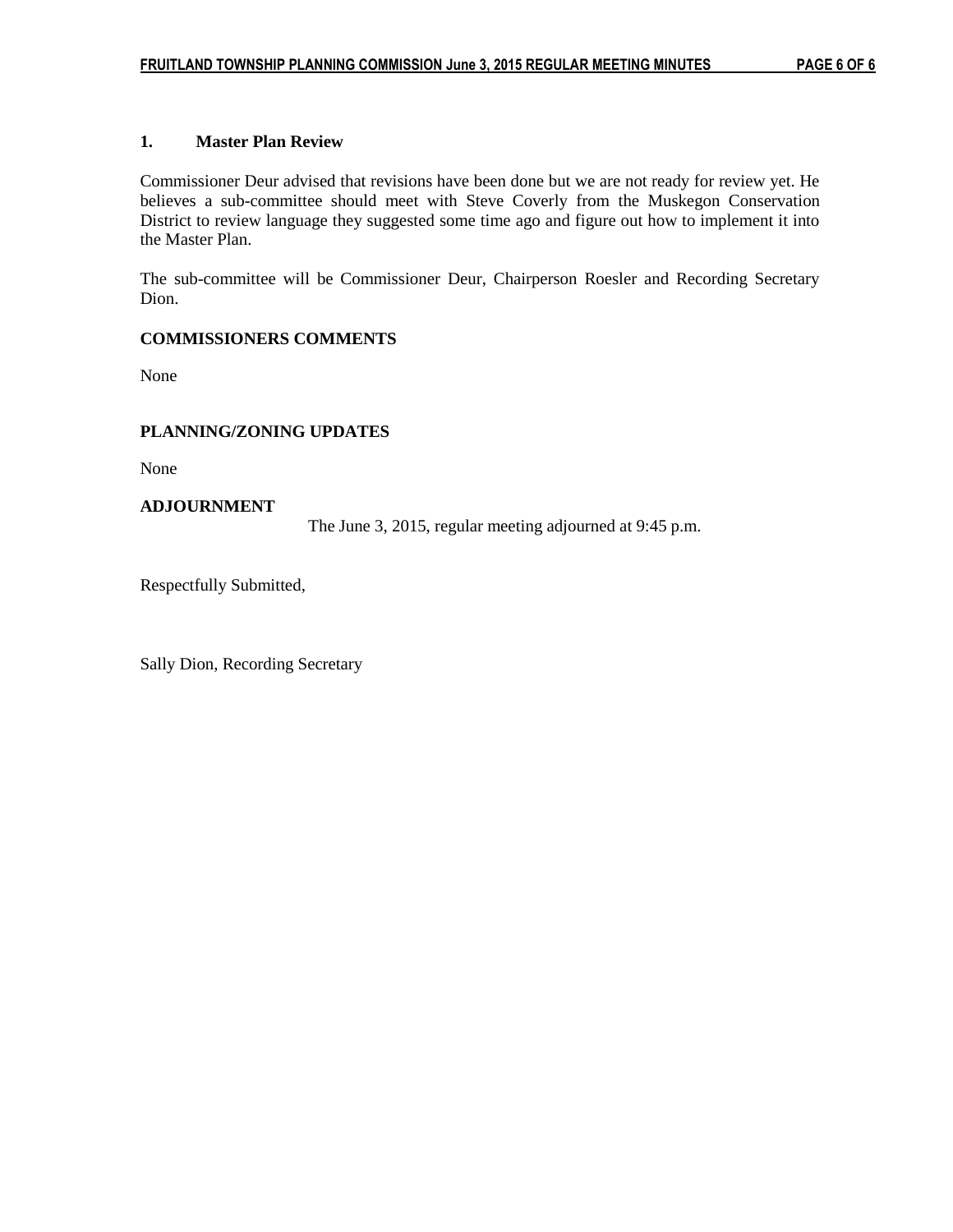**1. Master Plan Review**

Commissioner Deur advised that revisions have been done but we are not ready for review yet. He believes a sub-committee should meet with Steve Coverly from the Muskegon Conservation District to review language they suggested some time ago and figure out how to implement it into the Master Plan.

The sub-committee will be Commissioner Deur, Chairperson Roesler and Recording Secretary Dion.

**COMMISSIONERS COMMENTS**

None

**PLANNING/ZONING UPDATES**

None

**ADJOURNMENT**

The June 3, 2015, regular meeting adjourned at 9:45 p.m.

Respectfully Submitted,

Sally Dion, Recording Secretary